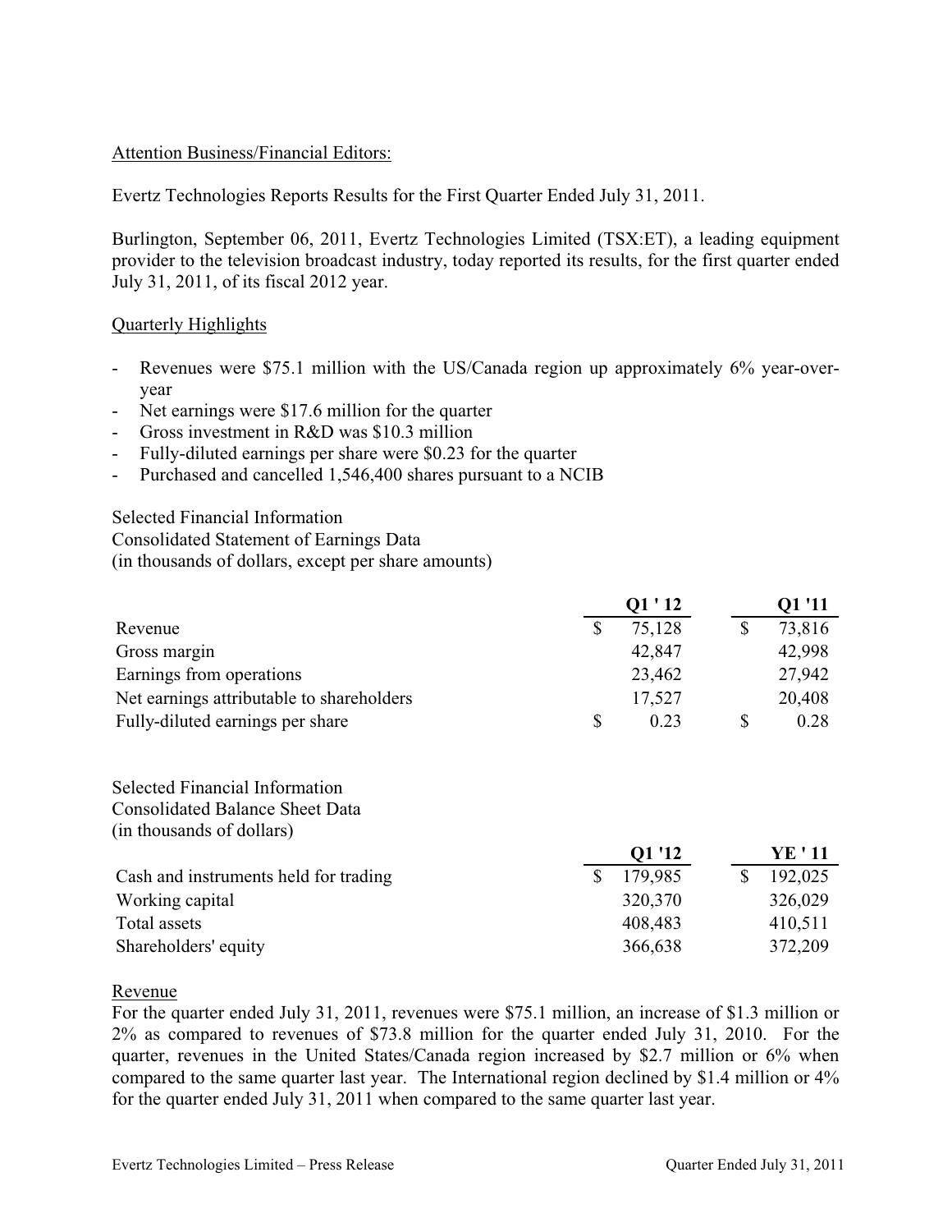Attention Business/Financial Editors:

Evertz Technologies Reports Results for the First Quarter Ended July 31, 2011.

Burlington, September 06, 2011, Evertz Technologies Limited (TSX:ET), a leading equipment provider to the television broadcast industry, today reported its results, for the first quarter ended July 31, 2011, of its fiscal 2012 year.

Quarterly Highlights

- Revenues were $75.1 million with the US/Canada region up approximately 6% year-over-year
- Net earnings were $17.6 million for the quarter
- Gross investment in R&D was $10.3 million
- Fully-diluted earnings per share were $0.23 for the quarter
- Purchased and cancelled 1,546,400 shares pursuant to a NCIB

Selected Financial Information
Consolidated Statement of Earnings Data
(in thousands of dollars, except per share amounts)

| | Q1 ' 12 | Q1 '11 |
|---|---|---|
| Revenue | $ 75,128 | $ 73,816 |
| Gross margin | 42,847 | 42,998 |
| Earnings from operations | 23,462 | 27,942 |
| Net earnings attributable to shareholders | 17,527 | 20,408 |
| Fully-diluted earnings per share | $ 0.23 | $ 0.28 |

Selected Financial Information
Consolidated Balance Sheet Data
(in thousands of dollars)

| | Q1 '12 | YE ' 11 |
|---|---|---|
| Cash and instruments held for trading | $ 179,985 | $ 192,025 |
| Working capital | 320,370 | 326,029 |
| Total assets | 408,483 | 410,511 |
| Shareholders' equity | 366,638 | 372,209 |

Revenue

For the quarter ended July 31, 2011, revenues were $75.1 million, an increase of $1.3 million or 2% as compared to revenues of $73.8 million for the quarter ended July 31, 2010. For the quarter, revenues in the United States/Canada region increased by $2.7 million or 6% when compared to the same quarter last year. The International region declined by $1.4 million or 4% for the quarter ended July 31, 2011 when compared to the same quarter last year.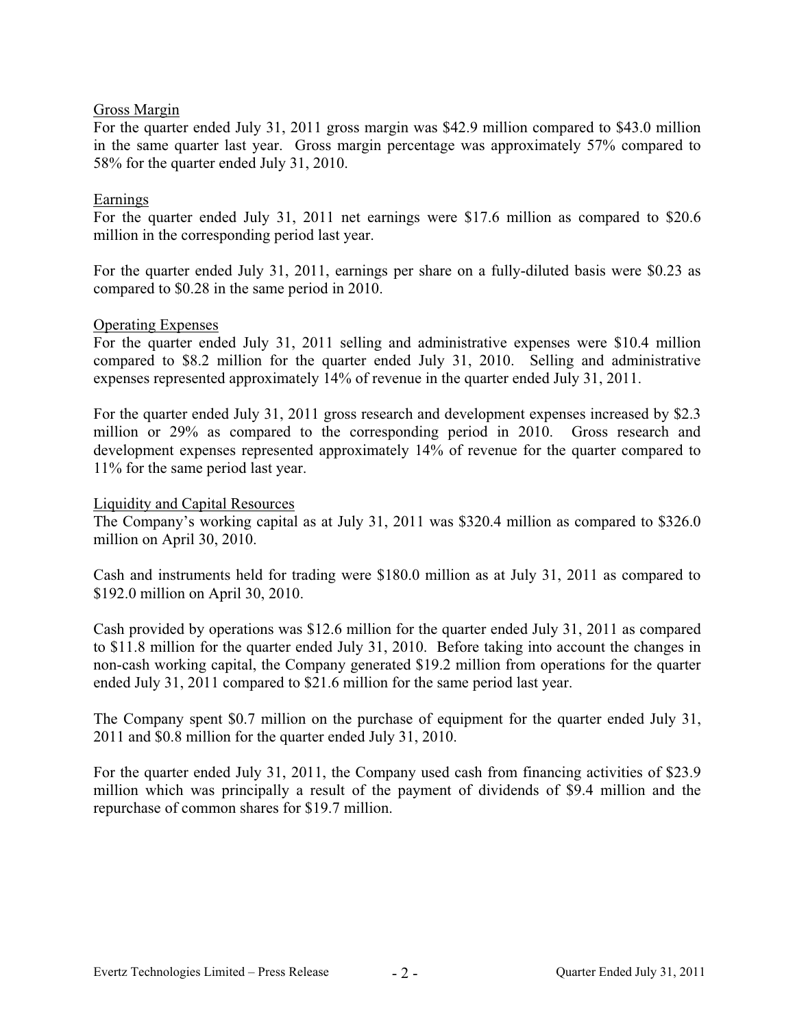## Gross Margin

For the quarter ended July 31, 2011 gross margin was $42.9 million compared to $43.0 million in the same quarter last year. Gross margin percentage was approximately 57% compared to 58% for the quarter ended July 31, 2010.

## Earnings

For the quarter ended July 31, 2011 net earnings were $17.6 million as compared to $20.6 million in the corresponding period last year.

For the quarter ended July 31, 2011, earnings per share on a fully-diluted basis were $0.23 as compared to $0.28 in the same period in 2010.

## Operating Expenses

For the quarter ended July 31, 2011 selling and administrative expenses were $10.4 million compared to $8.2 million for the quarter ended July 31, 2010. Selling and administrative expenses represented approximately 14% of revenue in the quarter ended July 31, 2011.

For the quarter ended July 31, 2011 gross research and development expenses increased by $2.3 million or 29% as compared to the corresponding period in 2010. Gross research and development expenses represented approximately 14% of revenue for the quarter compared to 11% for the same period last year.

## Liquidity and Capital Resources

The Company's working capital as at July 31, 2011 was $320.4 million as compared to $326.0 million on April 30, 2010.

Cash and instruments held for trading were $180.0 million as at July 31, 2011 as compared to $192.0 million on April 30, 2010.

Cash provided by operations was $12.6 million for the quarter ended July 31, 2011 as compared to $11.8 million for the quarter ended July 31, 2010. Before taking into account the changes in non-cash working capital, the Company generated $19.2 million from operations for the quarter ended July 31, 2011 compared to $21.6 million for the same period last year.

The Company spent $0.7 million on the purchase of equipment for the quarter ended July 31, 2011 and $0.8 million for the quarter ended July 31, 2010.

For the quarter ended July 31, 2011, the Company used cash from financing activities of $23.9 million which was principally a result of the payment of dividends of $9.4 million and the repurchase of common shares for $19.7 million.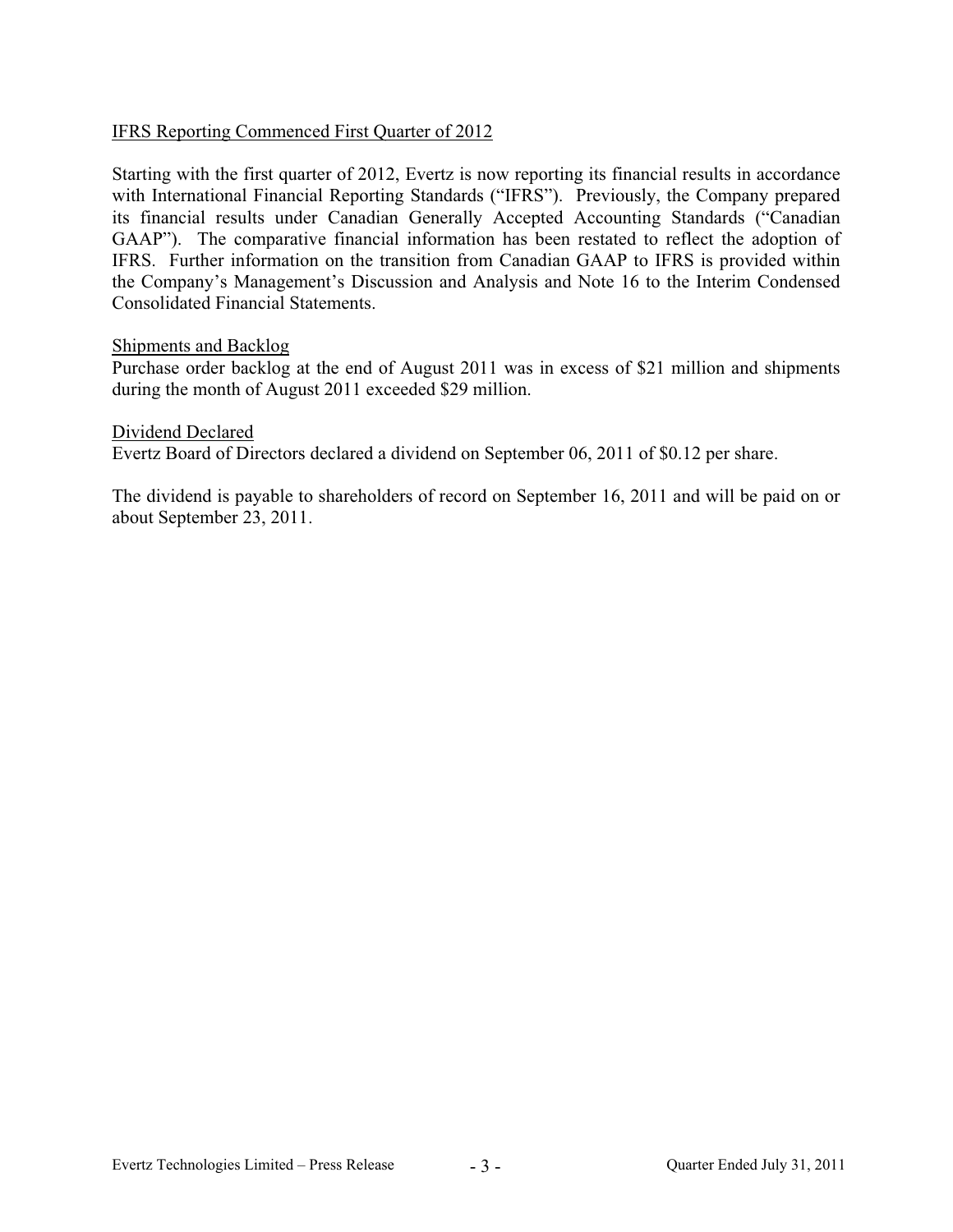## IFRS Reporting Commenced First Quarter of 2012

Starting with the first quarter of 2012, Evertz is now reporting its financial results in accordance with International Financial Reporting Standards ("IFRS"). Previously, the Company prepared its financial results under Canadian Generally Accepted Accounting Standards ("Canadian GAAP"). The comparative financial information has been restated to reflect the adoption of IFRS. Further information on the transition from Canadian GAAP to IFRS is provided within the Company's Management's Discussion and Analysis and Note 16 to the Interim Condensed Consolidated Financial Statements.

## Shipments and Backlog

Purchase order backlog at the end of August 2011 was in excess of $21 million and shipments during the month of August 2011 exceeded $29 million.

## Dividend Declared

Evertz Board of Directors declared a dividend on September 06, 2011 of $0.12 per share.

The dividend is payable to shareholders of record on September 16, 2011 and will be paid on or about September 23, 2011.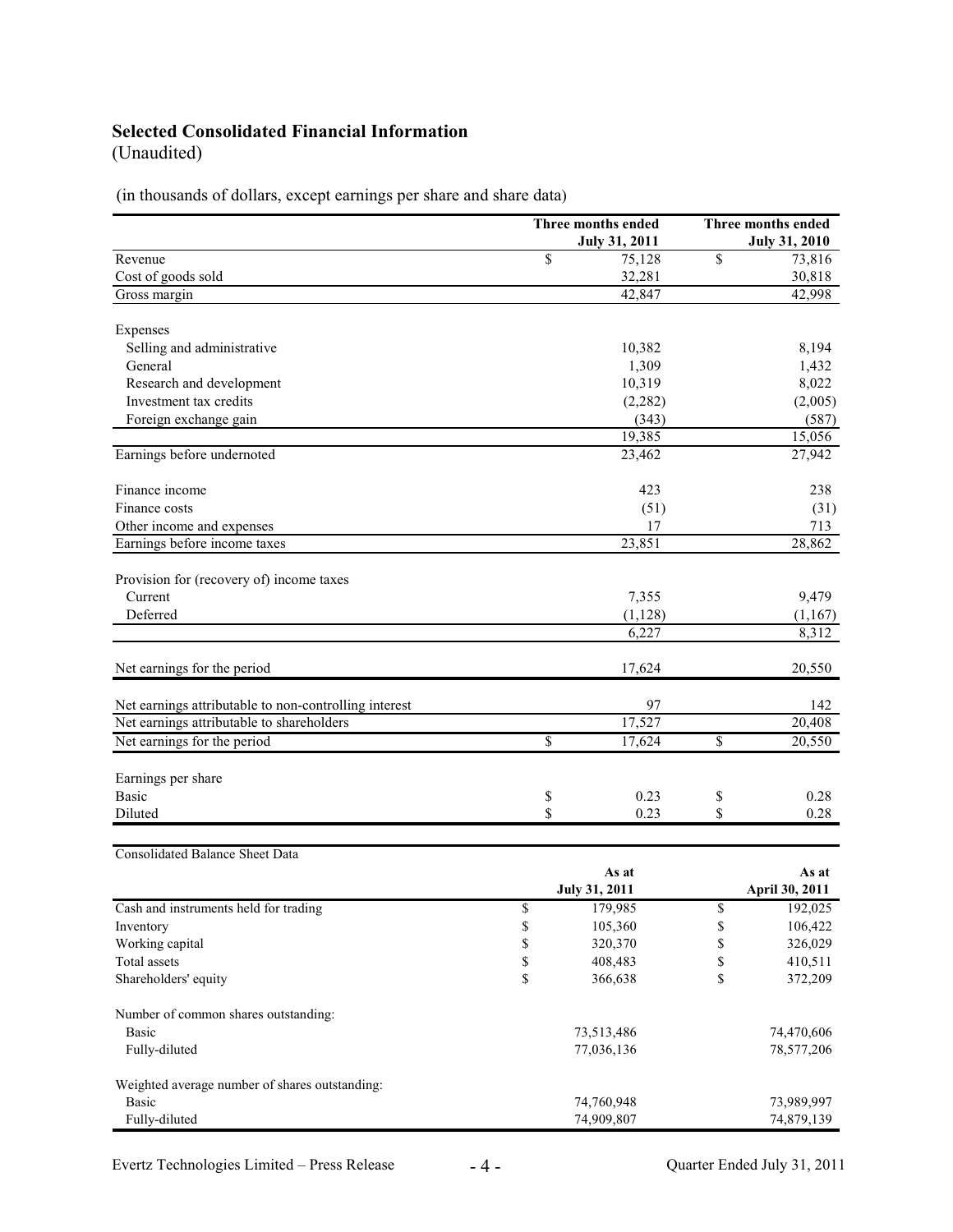## Selected Consolidated Financial Information
(Unaudited)

(in thousands of dollars, except earnings per share and share data)

| | Three months ended July 31, 2011 | Three months ended July 31, 2010 |
|---|---|---|
| Revenue | $ 75,128 | $ 73,816 |
| Cost of goods sold | 32,281 | 30,818 |
| Gross margin | 42,847 | 42,998 |
| | | |
| Expenses | | |
| Selling and administrative | 10,382 | 8,194 |
| General | 1,309 | 1,432 |
| Research and development | 10,319 | 8,022 |
| Investment tax credits | (2,282) | (2,005) |
| Foreign exchange gain | (343) | (587) |
| | 19,385 | 15,056 |
| Earnings before undernoted | 23,462 | 27,942 |
| | | |
| Finance income | 423 | 238 |
| Finance costs | (51) | (31) |
| Other income and expenses | 17 | 713 |
| Earnings before income taxes | 23,851 | 28,862 |
| | | |
| Provision for (recovery of) income taxes | | |
| Current | 7,355 | 9,479 |
| Deferred | (1,128) | (1,167) |
| | 6,227 | 8,312 |
| | | |
| Net earnings for the period | 17,624 | 20,550 |
| | | |
| Net earnings attributable to non-controlling interest | 97 | 142 |
| Net earnings attributable to shareholders | 17,527 | 20,408 |
| Net earnings for the period | $ 17,624 | $ 20,550 |
| | | |
| Earnings per share | | |
| Basic | $ 0.23 | $ 0.28 |
| Diluted | $ 0.23 | $ 0.28 |

| Consolidated Balance Sheet Data | As at July 31, 2011 | As at April 30, 2011 |
|---|---|---|
| Cash and instruments held for trading | $ 179,985 | $ 192,025 |
| Inventory | $ 105,360 | $ 106,422 |
| Working capital | $ 320,370 | $ 326,029 |
| Total assets | $ 408,483 | $ 410,511 |
| Shareholders' equity | $ 366,638 | $ 372,209 |
| | | |
| Number of common shares outstanding: | | |
| Basic | 73,513,486 | 74,470,606 |
| Fully-diluted | 77,036,136 | 78,577,206 |
| | | |
| Weighted average number of shares outstanding: | | |
| Basic | 74,760,948 | 73,989,997 |
| Fully-diluted | 74,909,807 | 74,879,139 |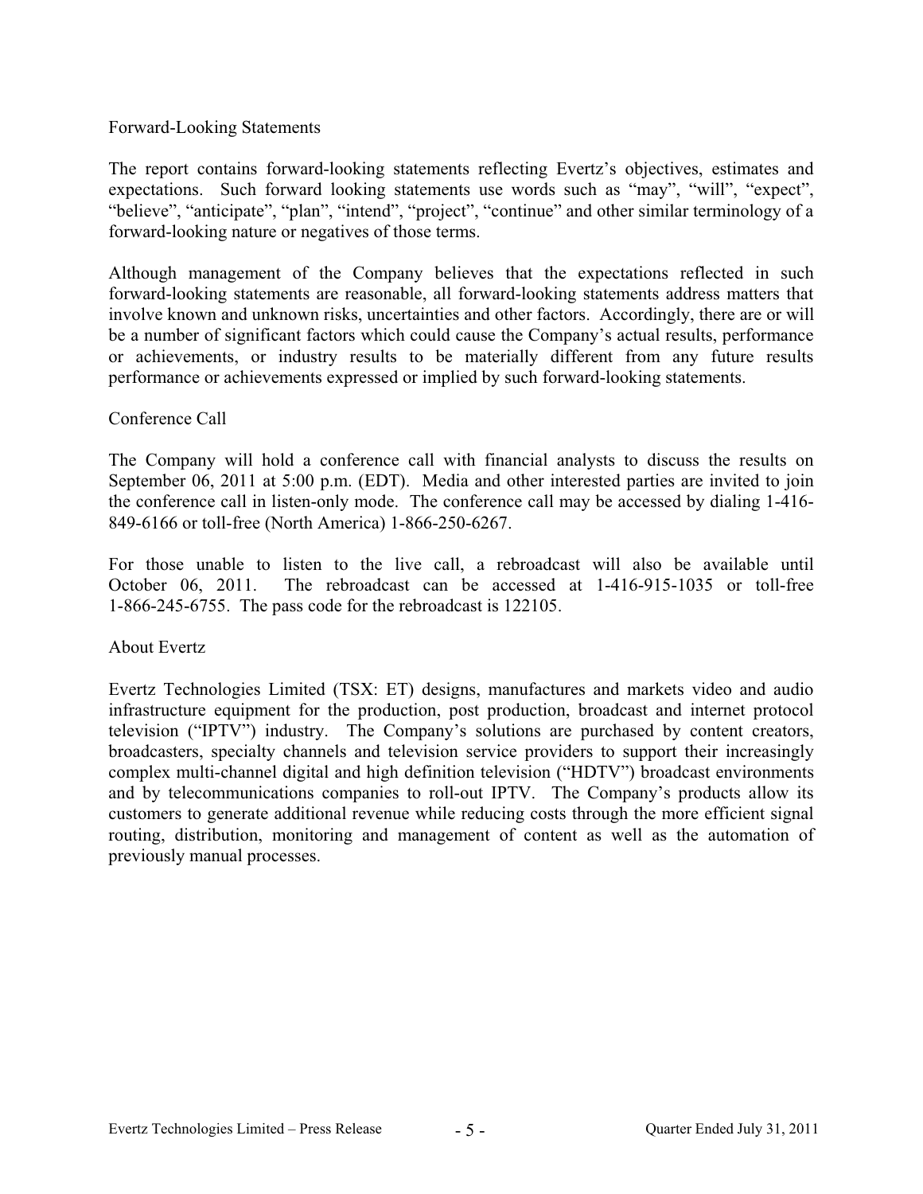## Forward-Looking Statements

The report contains forward-looking statements reflecting Evertz's objectives, estimates and expectations. Such forward looking statements use words such as "may", "will", "expect", "believe", "anticipate", "plan", "intend", "project", "continue" and other similar terminology of a forward-looking nature or negatives of those terms.

Although management of the Company believes that the expectations reflected in such forward-looking statements are reasonable, all forward-looking statements address matters that involve known and unknown risks, uncertainties and other factors. Accordingly, there are or will be a number of significant factors which could cause the Company's actual results, performance or achievements, or industry results to be materially different from any future results performance or achievements expressed or implied by such forward-looking statements.

## Conference Call

The Company will hold a conference call with financial analysts to discuss the results on September 06, 2011 at 5:00 p.m. (EDT). Media and other interested parties are invited to join the conference call in listen-only mode. The conference call may be accessed by dialing 1-416-849-6166 or toll-free (North America) 1-866-250-6267.

For those unable to listen to the live call, a rebroadcast will also be available until October 06, 2011. The rebroadcast can be accessed at 1-416-915-1035 or toll-free 1-866-245-6755. The pass code for the rebroadcast is 122105.

## About Evertz

Evertz Technologies Limited (TSX: ET) designs, manufactures and markets video and audio infrastructure equipment for the production, post production, broadcast and internet protocol television ("IPTV") industry. The Company's solutions are purchased by content creators, broadcasters, specialty channels and television service providers to support their increasingly complex multi-channel digital and high definition television ("HDTV") broadcast environments and by telecommunications companies to roll-out IPTV. The Company's products allow its customers to generate additional revenue while reducing costs through the more efficient signal routing, distribution, monitoring and management of content as well as the automation of previously manual processes.